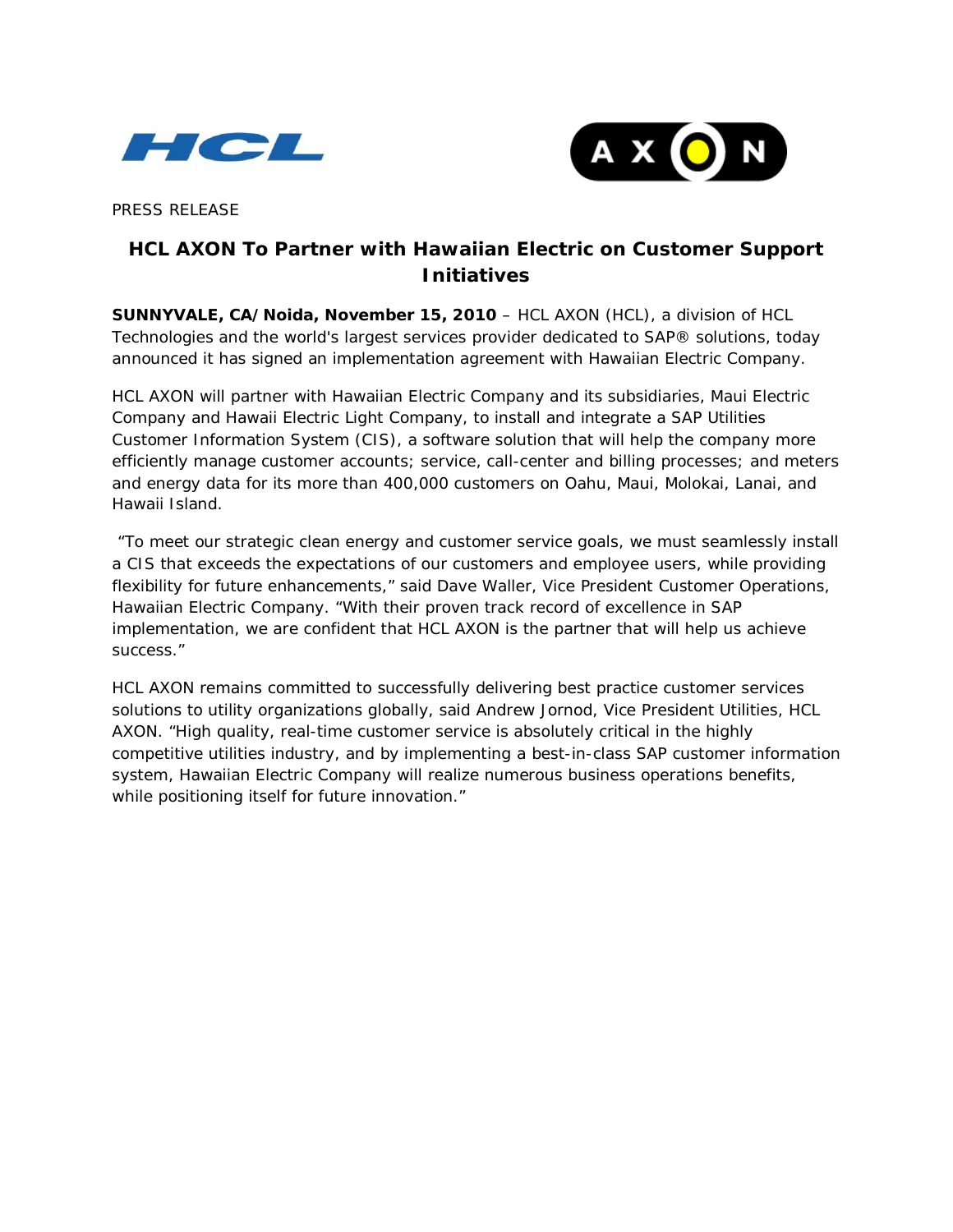PRESS RELEASE

# HCL AXON To Partner with Hawaiian Electric on Customer Support Initiatives

**SUNNYVALE, CA/Noida, November 15, 2010** – HCL AXON (HCL), a division of HCL Technologies and the world's largest services provider dedicated to SAP® solutions, today announced it has signed an implementation agreement with Hawaiian Electric Company.

HCL AXON will partner with Hawaiian Electric Company and its subsidiaries, Maui Electric Company and Hawaii Electric Light Company, to install and integrate a SAP Utilities Customer Information System (CIS), a software solution that will help the company more efficiently manage customer accounts; service, call-center and billing processes; and meters and energy data for its more than 400,000 customers on Oahu, Maui, Molokai, Lanai, and Hawaii Island.

"To meet our strategic clean energy and customer service goals, we must seamlessly install a CIS that exceeds the expectations of our customers and employee users, while providing flexibility for future enhancements," said Dave Waller, Vice President Customer Operations, Hawaiian Electric Company. "With their proven track record of excellence in SAP implementation, we are confident that HCL AXON is the partner that will help us achieve success."

HCL AXON remains committed to successfully delivering best practice customer services solutions to utility organizations globally, said Andrew Jornod, Vice President Utilities, HCL AXON. "High quality, real-time customer service is absolutely critical in the highly competitive utilities industry, and by implementing a best-in-class SAP customer information system, Hawaiian Electric Company will realize numerous business operations benefits, while positioning itself for future innovation."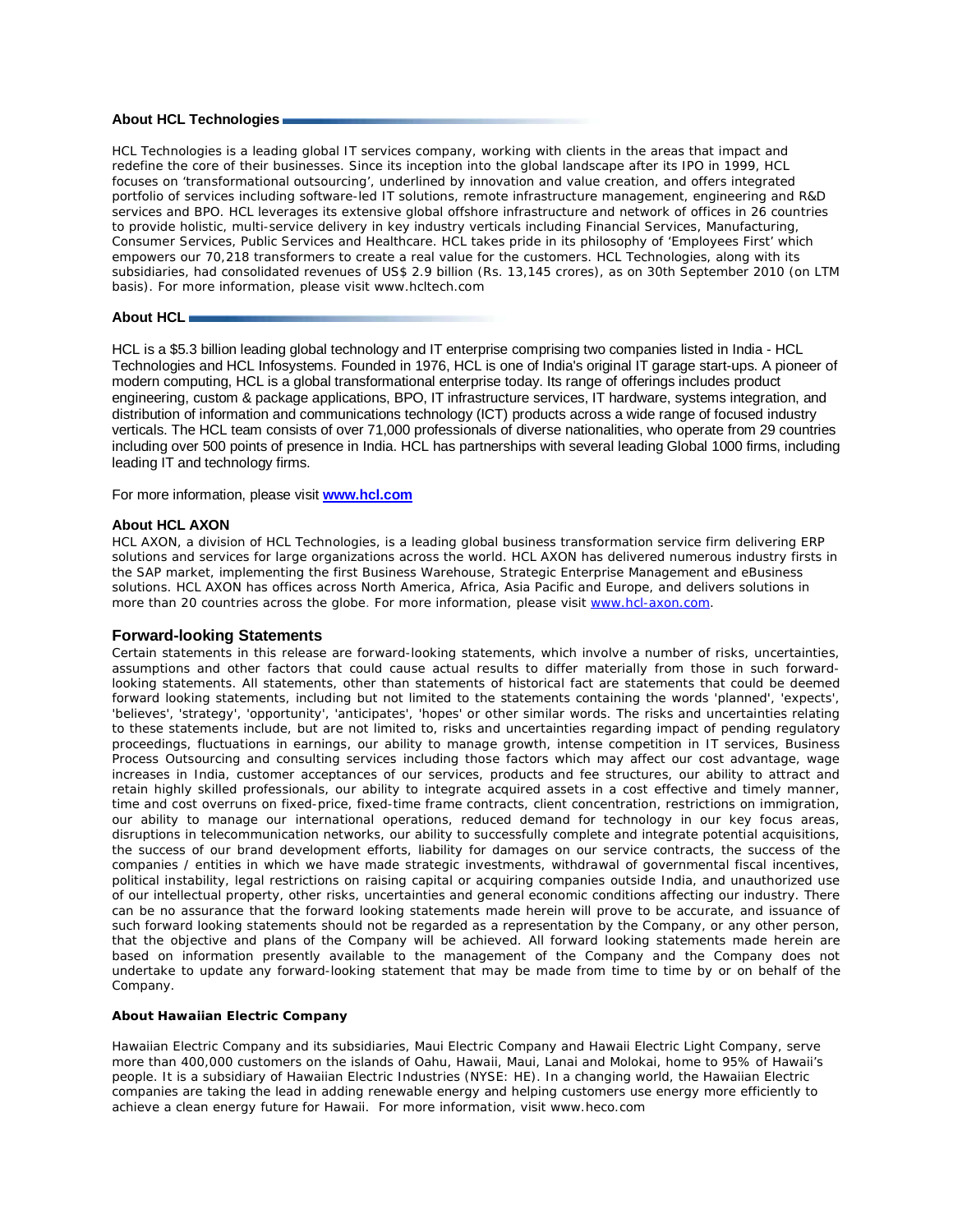### About HCL Technologies

HCL Technologies is a leading global IT services company, working with clients in the areas that impact and redefine the core of their businesses. Since its inception into the global landscape after its IPO in 1999, HCL focuses on 'transformational outsourcing', underlined by innovation and value creation, and offers integrated portfolio of services including software-led IT solutions, remote infrastructure management, engineering and R&D services and BPO. HCL leverages its extensive global offshore infrastructure and network of offices in 26 countries to provide holistic, multi-service delivery in key industry verticals including Financial Services, Manufacturing, Consumer Services, Public Services and Healthcare. HCL takes pride in its philosophy of 'Employees First' which empowers our 70,218 transformers to create a real value for the customers. HCL Technologies, along with its subsidiaries, had consolidated revenues of US$ 2.9 billion (Rs. 13,145 crores), as on 30th September 2010 (on LTM basis). For more information, please visit www.hcltech.com

### About HCL

HCL is a $5.3 billion leading global technology and IT enterprise comprising two companies listed in India - HCL Technologies and HCL Infosystems. Founded in 1976, HCL is one of India's original IT garage start-ups. A pioneer of modern computing, HCL is a global transformational enterprise today. Its range of offerings includes product engineering, custom & package applications, BPO, IT infrastructure services, IT hardware, systems integration, and distribution of information and communications technology (ICT) products across a wide range of focused industry verticals. The HCL team consists of over 71,000 professionals of diverse nationalities, who operate from 29 countries including over 500 points of presence in India. HCL has partnerships with several leading Global 1000 firms, including leading IT and technology firms.

For more information, please visit **www.hcl.com**

### About HCL AXON

HCL AXON, a division of HCL Technologies, is a leading global business transformation service firm delivering ERP solutions and services for large organizations across the world. HCL AXON has delivered numerous industry firsts in the SAP market, implementing the first Business Warehouse, Strategic Enterprise Management and eBusiness solutions. HCL AXON has offices across North America, Africa, Asia Pacific and Europe, and delivers solutions in more than 20 countries across the globe. For more information, please visit www.hcl-axon.com.

## Forward-looking Statements

Certain statements in this release are forward-looking statements, which involve a number of risks, uncertainties, assumptions and other factors that could cause actual results to differ materially from those in such forward-looking statements. All statements, other than statements of historical fact are statements that could be deemed forward looking statements, including but not limited to the statements containing the words 'planned', 'expects', 'believes', 'strategy', 'opportunity', 'anticipates', 'hopes' or other similar words. The risks and uncertainties relating to these statements include, but are not limited to, risks and uncertainties regarding impact of pending regulatory proceedings, fluctuations in earnings, our ability to manage growth, intense competition in IT services, Business Process Outsourcing and consulting services including those factors which may affect our cost advantage, wage increases in India, customer acceptances of our services, products and fee structures, our ability to attract and retain highly skilled professionals, our ability to integrate acquired assets in a cost effective and timely manner, time and cost overruns on fixed-price, fixed-time frame contracts, client concentration, restrictions on immigration, our ability to manage our international operations, reduced demand for technology in our key focus areas, disruptions in telecommunication networks, our ability to successfully complete and integrate potential acquisitions, the success of our brand development efforts, liability for damages on our service contracts, the success of the companies / entities in which we have made strategic investments, withdrawal of governmental fiscal incentives, political instability, legal restrictions on raising capital or acquiring companies outside India, and unauthorized use of our intellectual property, other risks, uncertainties and general economic conditions affecting our industry. There can be no assurance that the forward looking statements made herein will prove to be accurate, and issuance of such forward looking statements should not be regarded as a representation by the Company, or any other person, that the objective and plans of the Company will be achieved. All forward looking statements made herein are based on information presently available to the management of the Company and the Company does not undertake to update any forward-looking statement that may be made from time to time by or on behalf of the Company.

### About Hawaiian Electric Company

Hawaiian Electric Company and its subsidiaries, Maui Electric Company and Hawaii Electric Light Company, serve more than 400,000 customers on the islands of Oahu, Hawaii, Maui, Lanai and Molokai, home to 95% of Hawaii's people. It is a subsidiary of Hawaiian Electric Industries (NYSE: HE). In a changing world, the Hawaiian Electric companies are taking the lead in adding renewable energy and helping customers use energy more efficiently to achieve a clean energy future for Hawaii. For more information, visit www.heco.com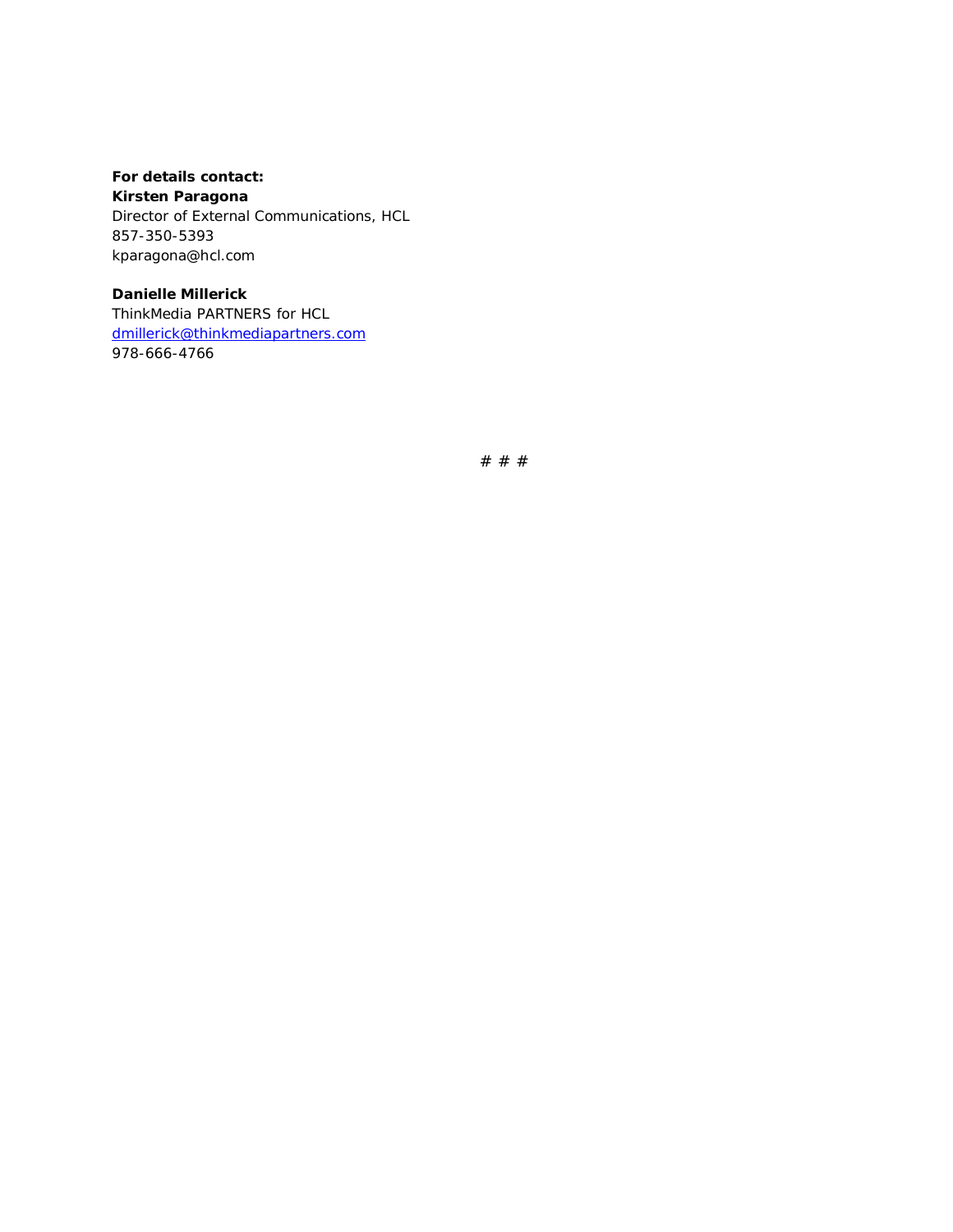**For details contact:**
**Kirsten Paragona**
Director of External Communications, HCL
857-350-5393
kparagona@hcl.com

**Danielle Millerick**
ThinkMedia PARTNERS for HCL
dmillerick@thinkmediapartners.com
978-666-4766

# # #